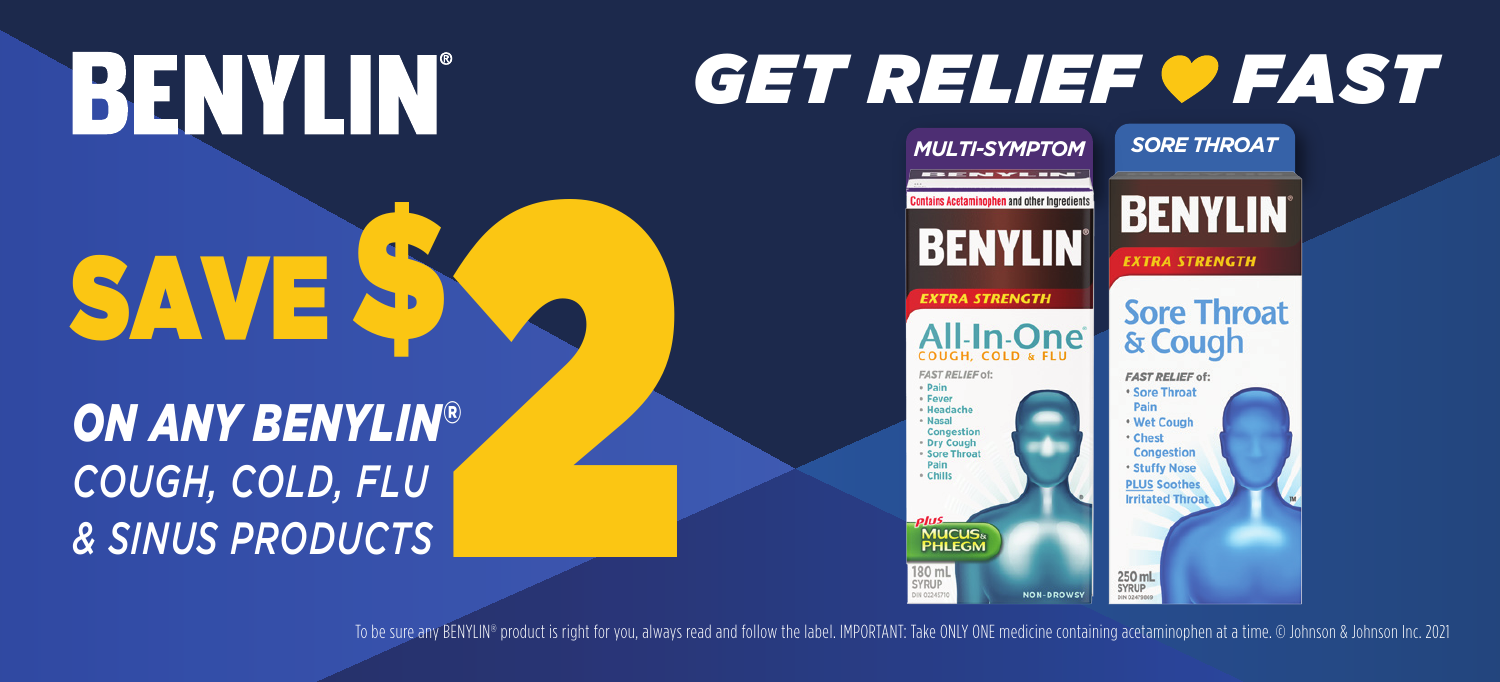# BENYLIN®

# GET RELIEF ♥ FAST

## SAVE $2

***ON ANY BENYLIN®***
*COUGH, COLD, FLU*
*& SINUS PRODUCTS*

**MULTI-SYMPTOM**

Contains Acetaminophen and other Ingredients

**BENYLIN®**

EXTRA STRENGTH

**All-In-One®**
COUGH, COLD & FLU

FAST RELIEF of:
- Pain
- Fever
- Headache
- Nasal Congestion
- Dry Cough
- Sore Throat Pain
- Chills

plus MUCUS & PHLEGM

180 mL
SYRUP

NON-DROWSY

**SORE THROAT**

**BENYLIN®**

EXTRA STRENGTH

**Sore Throat & Cough**

FAST RELIEF of:
- Sore Throat Pain
- Wet Cough
- Chest Congestion
- Stuffy Nose

PLUS Soothes Irritated Throat

250 mL
SYRUP

To be sure any BENYLIN® product is right for you, always read and follow the label. IMPORTANT: Take ONLY ONE medicine containing acetaminophen at a time. © Johnson & Johnson Inc. 2021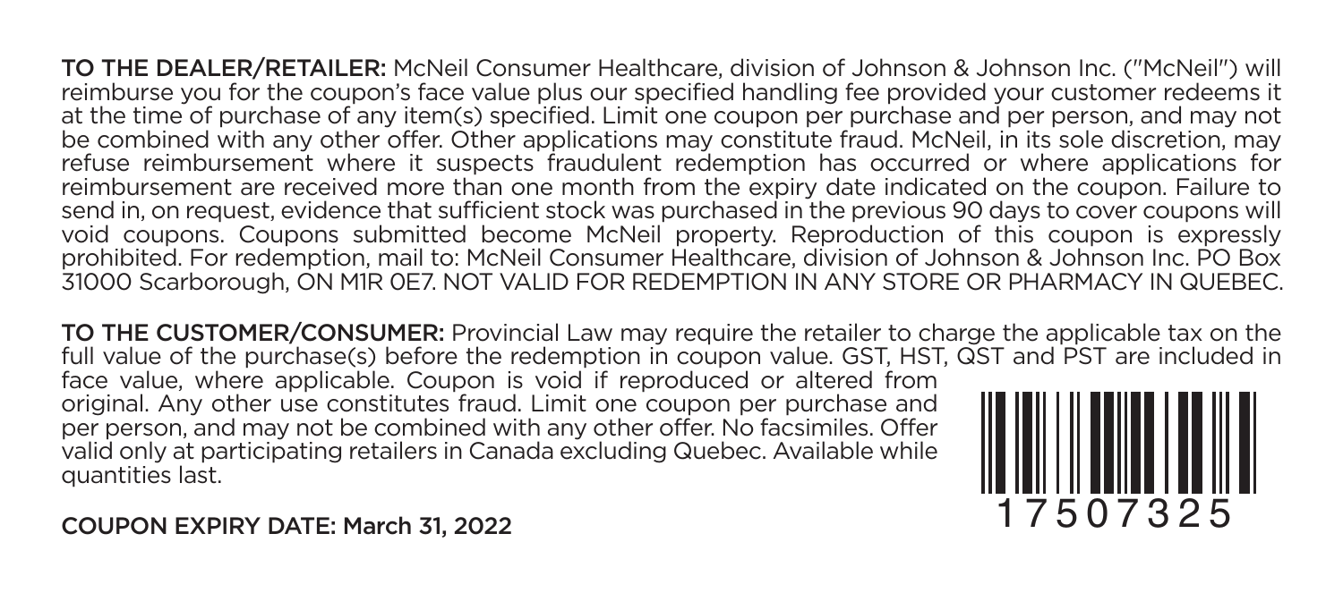**TO THE DEALER/RETAILER:** McNeil Consumer Healthcare, division of Johnson & Johnson Inc. ("McNeil") will reimburse you for the coupon's face value plus our specified handling fee provided your customer redeems it at the time of purchase of any item(s) specified. Limit one coupon per purchase and per person, and may not be combined with any other offer. Other applications may constitute fraud. McNeil, in its sole discretion, may refuse reimbursement where it suspects fraudulent redemption has occurred or where applications for reimbursement are received more than one month from the expiry date indicated on the coupon. Failure to send in, on request, evidence that sufficient stock was purchased in the previous 90 days to cover coupons will void coupons. Coupons submitted become McNeil property. Reproduction of this coupon is expressly prohibited. For redemption, mail to: McNeil Consumer Healthcare, division of Johnson & Johnson Inc. PO Box 31000 Scarborough, ON M1R 0E7. NOT VALID FOR REDEMPTION IN ANY STORE OR PHARMACY IN QUEBEC.

**TO THE CUSTOMER/CONSUMER:** Provincial Law may require the retailer to charge the applicable tax on the full value of the purchase(s) before the redemption in coupon value. GST, HST, QST and PST are included in face value, where applicable. Coupon is void if reproduced or altered from original. Any other use constitutes fraud. Limit one coupon per purchase and per person, and may not be combined with any other offer. No facsimiles. Offer valid only at participating retailers in Canada excluding Quebec. Available while quantities last.

17507325

COUPON EXPIRY DATE: March 31, 2022